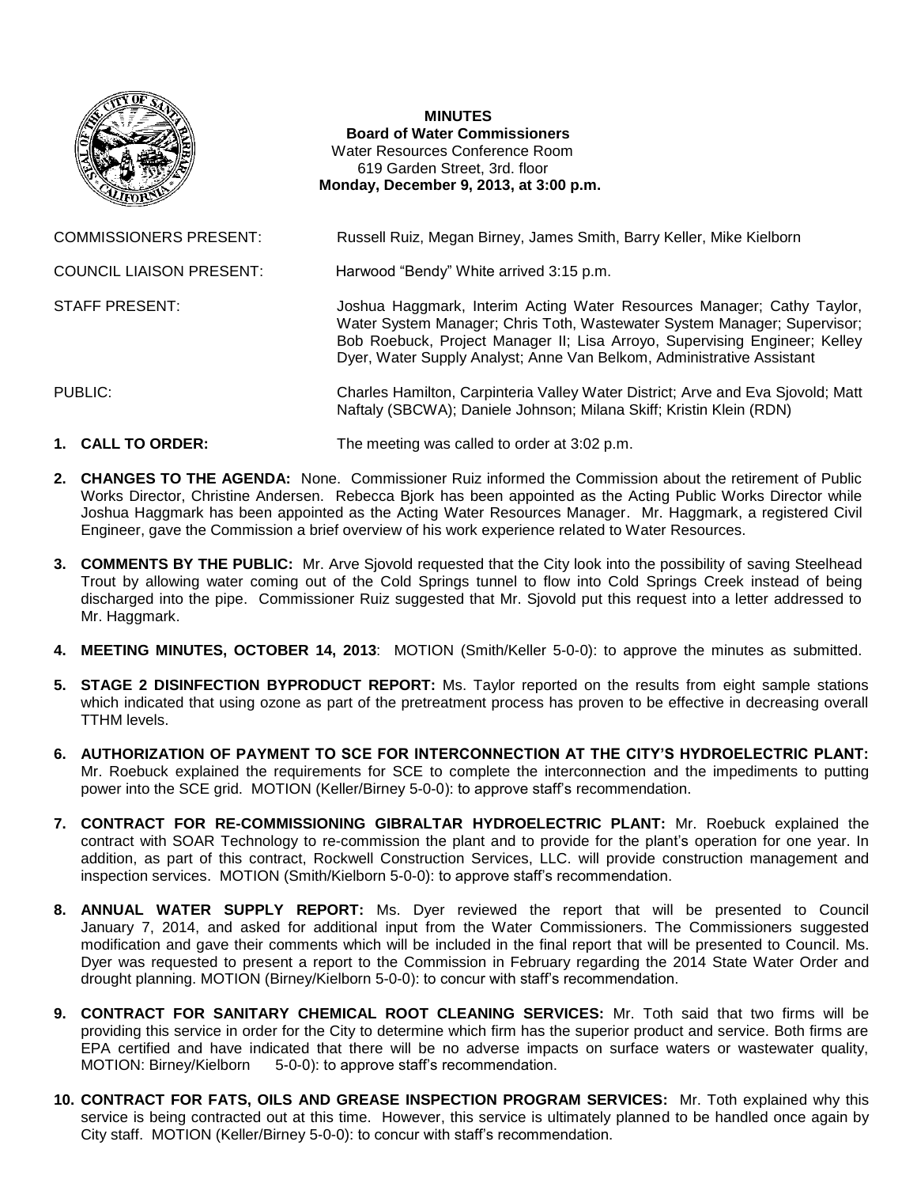# MINUTES

## Board of Water Commissioners

Water Resources Conference Room
619 Garden Street, 3rd. floor
**Monday, December 9, 2013, at 3:00 p.m.**

COMMISSIONERS PRESENT: Russell Ruiz, Megan Birney, James Smith, Barry Keller, Mike Kielborn

COUNCIL LIAISON PRESENT: Harwood "Bendy" White arrived 3:15 p.m.

STAFF PRESENT: Joshua Haggmark, Interim Acting Water Resources Manager; Cathy Taylor, Water System Manager; Chris Toth, Wastewater System Manager; Supervisor; Bob Roebuck, Project Manager II; Lisa Arroyo, Supervising Engineer; Kelley Dyer, Water Supply Analyst; Anne Van Belkom, Administrative Assistant

PUBLIC: Charles Hamilton, Carpinteria Valley Water District; Arve and Eva Sjovold; Matt Naftaly (SBCWA); Daniele Johnson; Milana Skiff; Kristin Klein (RDN)

1. **CALL TO ORDER:** The meeting was called to order at 3:02 p.m.

2. **CHANGES TO THE AGENDA:** None. Commissioner Ruiz informed the Commission about the retirement of Public Works Director, Christine Andersen. Rebecca Bjork has been appointed as the Acting Public Works Director while Joshua Haggmark has been appointed as the Acting Water Resources Manager. Mr. Haggmark, a registered Civil Engineer, gave the Commission a brief overview of his work experience related to Water Resources.

3. **COMMENTS BY THE PUBLIC:** Mr. Arve Sjovold requested that the City look into the possibility of saving Steelhead Trout by allowing water coming out of the Cold Springs tunnel to flow into Cold Springs Creek instead of being discharged into the pipe. Commissioner Ruiz suggested that Mr. Sjovold put this request into a letter addressed to Mr. Haggmark.

4. **MEETING MINUTES, OCTOBER 14, 2013**: MOTION (Smith/Keller 5-0-0): to approve the minutes as submitted.

5. **STAGE 2 DISINFECTION BYPRODUCT REPORT:** Ms. Taylor reported on the results from eight sample stations which indicated that using ozone as part of the pretreatment process has proven to be effective in decreasing overall TTHM levels.

6. **AUTHORIZATION OF PAYMENT TO SCE FOR INTERCONNECTION AT THE CITY'S HYDROELECTRIC PLANT:** Mr. Roebuck explained the requirements for SCE to complete the interconnection and the impediments to putting power into the SCE grid. MOTION (Keller/Birney 5-0-0): to approve staff's recommendation.

7. **CONTRACT FOR RE-COMMISSIONING GIBRALTAR HYDROELECTRIC PLANT:** Mr. Roebuck explained the contract with SOAR Technology to re-commission the plant and to provide for the plant's operation for one year. In addition, as part of this contract, Rockwell Construction Services, LLC. will provide construction management and inspection services. MOTION (Smith/Kielborn 5-0-0): to approve staff's recommendation.

8. **ANNUAL WATER SUPPLY REPORT:** Ms. Dyer reviewed the report that will be presented to Council January 7, 2014, and asked for additional input from the Water Commissioners. The Commissioners suggested modification and gave their comments which will be included in the final report that will be presented to Council. Ms. Dyer was requested to present a report to the Commission in February regarding the 2014 State Water Order and drought planning. MOTION (Birney/Kielborn 5-0-0): to concur with staff's recommendation.

9. **CONTRACT FOR SANITARY CHEMICAL ROOT CLEANING SERVICES:** Mr. Toth said that two firms will be providing this service in order for the City to determine which firm has the superior product and service. Both firms are EPA certified and have indicated that there will be no adverse impacts on surface waters or wastewater quality, MOTION: Birney/Kielborn 5-0-0): to approve staff's recommendation.

10. **CONTRACT FOR FATS, OILS AND GREASE INSPECTION PROGRAM SERVICES:** Mr. Toth explained why this service is being contracted out at this time. However, this service is ultimately planned to be handled once again by City staff. MOTION (Keller/Birney 5-0-0): to concur with staff's recommendation.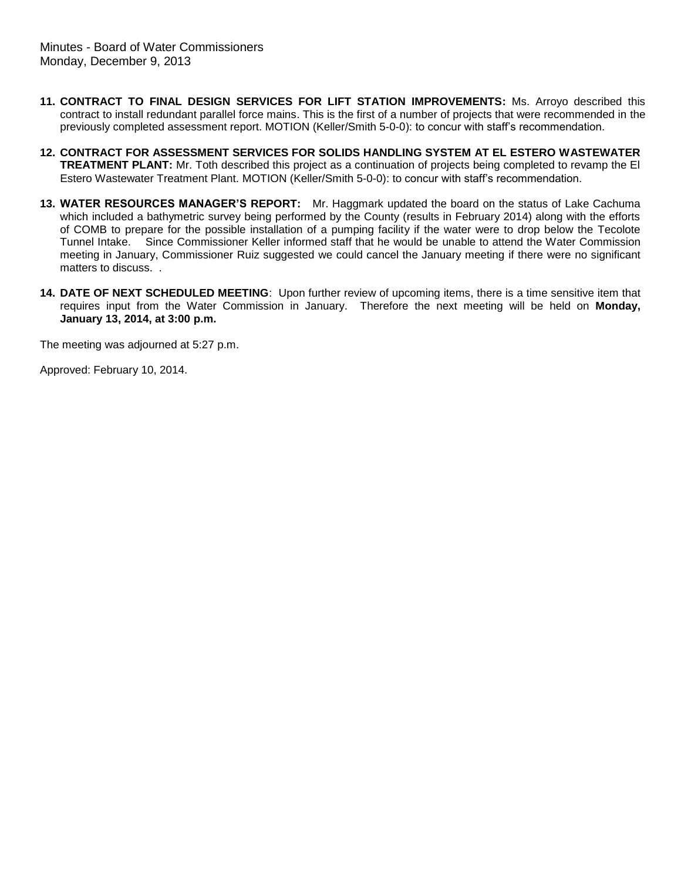11. **CONTRACT TO FINAL DESIGN SERVICES FOR LIFT STATION IMPROVEMENTS:** Ms. Arroyo described this contract to install redundant parallel force mains. This is the first of a number of projects that were recommended in the previously completed assessment report. MOTION (Keller/Smith 5-0-0): to concur with staff's recommendation.

12. **CONTRACT FOR ASSESSMENT SERVICES FOR SOLIDS HANDLING SYSTEM AT EL ESTERO WASTEWATER TREATMENT PLANT:** Mr. Toth described this project as a continuation of projects being completed to revamp the El Estero Wastewater Treatment Plant. MOTION (Keller/Smith 5-0-0): to concur with staff's recommendation.

13. **WATER RESOURCES MANAGER'S REPORT:** Mr. Haggmark updated the board on the status of Lake Cachuma which included a bathymetric survey being performed by the County (results in February 2014) along with the efforts of COMB to prepare for the possible installation of a pumping facility if the water were to drop below the Tecolote Tunnel Intake. Since Commissioner Keller informed staff that he would be unable to attend the Water Commission meeting in January, Commissioner Ruiz suggested we could cancel the January meeting if there were no significant matters to discuss. .

14. **DATE OF NEXT SCHEDULED MEETING**: Upon further review of upcoming items, there is a time sensitive item that requires input from the Water Commission in January. Therefore the next meeting will be held on **Monday, January 13, 2014, at 3:00 p.m.**

The meeting was adjourned at 5:27 p.m.

Approved: February 10, 2014.